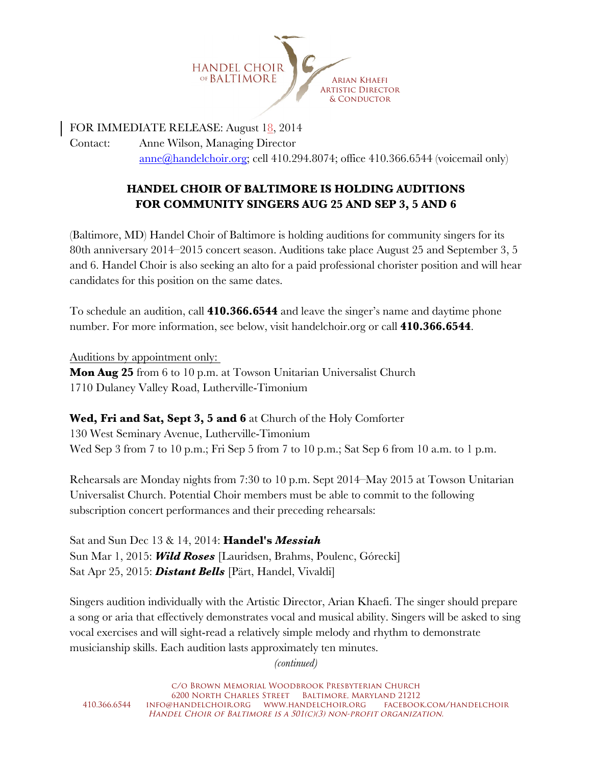HANDEL CHOIR OF BALTIMORE

ARIAN KHAEFI
ARTISTIC DIRECTOR
& CONDUCTOR

FOR IMMEDIATE RELEASE: August 18, 2014
Contact: Anne Wilson, Managing Director
anne@handelchoir.org; cell 410.294.8074; office 410.366.6544 (voicemail only)

## HANDEL CHOIR OF BALTIMORE IS HOLDING AUDITIONS FOR COMMUNITY SINGERS AUG 25 AND SEP 3, 5 AND 6

(Baltimore, MD) Handel Choir of Baltimore is holding auditions for community singers for its 80th anniversary 2014–2015 concert season. Auditions take place August 25 and September 3, 5 and 6. Handel Choir is also seeking an alto for a paid professional chorister position and will hear candidates for this position on the same dates.

To schedule an audition, call **410.366.6544** and leave the singer's name and daytime phone number. For more information, see below, visit handelchoir.org or call **410.366.6544**.

Auditions by appointment only:
**Mon Aug 25** from 6 to 10 p.m. at Towson Unitarian Universalist Church
1710 Dulaney Valley Road, Lutherville-Timonium

**Wed, Fri and Sat, Sept 3, 5 and 6** at Church of the Holy Comforter
130 West Seminary Avenue, Lutherville-Timonium
Wed Sep 3 from 7 to 10 p.m.; Fri Sep 5 from 7 to 10 p.m.; Sat Sep 6 from 10 a.m. to 1 p.m.

Rehearsals are Monday nights from 7:30 to 10 p.m. Sept 2014–May 2015 at Towson Unitarian Universalist Church. Potential Choir members must be able to commit to the following subscription concert performances and their preceding rehearsals:

Sat and Sun Dec 13 & 14, 2014: **Handel's *Messiah***
Sun Mar 1, 2015: ***Wild Roses*** [Lauridsen, Brahms, Poulenc, Górecki]
Sat Apr 25, 2015: ***Distant Bells*** [Pärt, Handel, Vivaldi]

Singers audition individually with the Artistic Director, Arian Khaefi. The singer should prepare a song or aria that effectively demonstrates vocal and musical ability. Singers will be asked to sing vocal exercises and will sight-read a relatively simple melody and rhythm to demonstrate musicianship skills. Each audition lasts approximately ten minutes.

*(continued)*

C/O Brown Memorial Woodbrook Presbyterian Church
6200 North Charles Street Baltimore, Maryland 21212
410.366.6544 info@handelchoir.org www.handelchoir.org facebook.com/handelchoir
*Handel Choir of Baltimore is a 501(c)(3) non-profit organization.*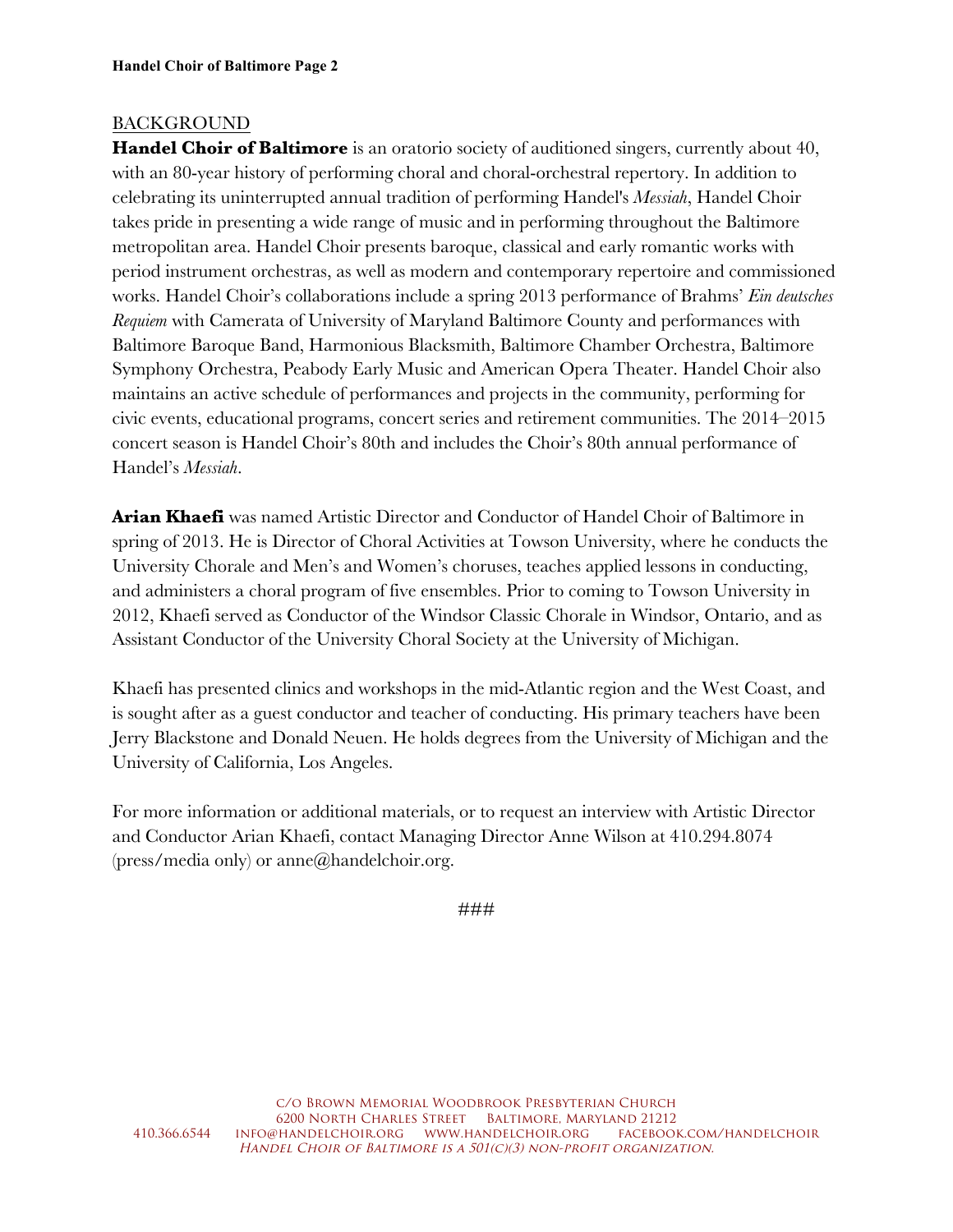BACKGROUND

**Handel Choir of Baltimore** is an oratorio society of auditioned singers, currently about 40, with an 80-year history of performing choral and choral-orchestral repertory. In addition to celebrating its uninterrupted annual tradition of performing Handel's *Messiah*, Handel Choir takes pride in presenting a wide range of music and in performing throughout the Baltimore metropolitan area. Handel Choir presents baroque, classical and early romantic works with period instrument orchestras, as well as modern and contemporary repertoire and commissioned works. Handel Choir's collaborations include a spring 2013 performance of Brahms' *Ein deutsches Requiem* with Camerata of University of Maryland Baltimore County and performances with Baltimore Baroque Band, Harmonious Blacksmith, Baltimore Chamber Orchestra, Baltimore Symphony Orchestra, Peabody Early Music and American Opera Theater. Handel Choir also maintains an active schedule of performances and projects in the community, performing for civic events, educational programs, concert series and retirement communities. The 2014–2015 concert season is Handel Choir's 80th and includes the Choir's 80th annual performance of Handel's *Messiah*.

**Arian Khaefi** was named Artistic Director and Conductor of Handel Choir of Baltimore in spring of 2013. He is Director of Choral Activities at Towson University, where he conducts the University Chorale and Men's and Women's choruses, teaches applied lessons in conducting, and administers a choral program of five ensembles. Prior to coming to Towson University in 2012, Khaefi served as Conductor of the Windsor Classic Chorale in Windsor, Ontario, and as Assistant Conductor of the University Choral Society at the University of Michigan.

Khaefi has presented clinics and workshops in the mid-Atlantic region and the West Coast, and is sought after as a guest conductor and teacher of conducting. His primary teachers have been Jerry Blackstone and Donald Neuen. He holds degrees from the University of Michigan and the University of California, Los Angeles.

For more information or additional materials, or to request an interview with Artistic Director and Conductor Arian Khaefi, contact Managing Director Anne Wilson at 410.294.8074 (press/media only) or anne@handelchoir.org.

###

c/o Brown Memorial Woodbrook Presbyterian Church
6200 North Charles Street Baltimore, Maryland 21212
410.366.6544 info@handelchoir.org www.handelchoir.org facebook.com/handelchoir
*Handel Choir of Baltimore is a 501(c)(3) non-profit organization.*